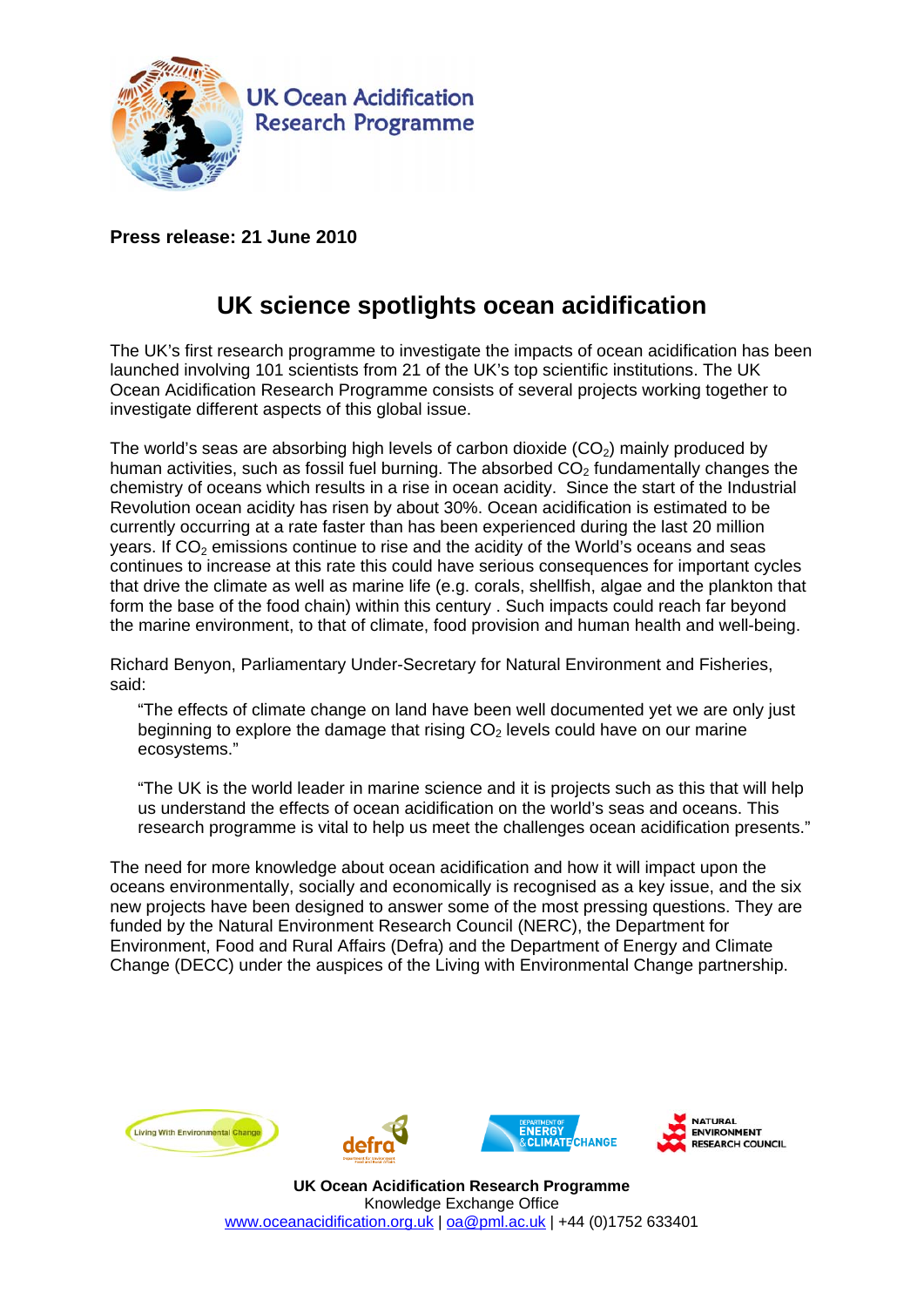UK Ocean Acidification Research Programme

**Press release: 21 June 2010**

# UK science spotlights ocean acidification

The UK's first research programme to investigate the impacts of ocean acidification has been launched involving 101 scientists from 21 of the UK's top scientific institutions. The UK Ocean Acidification Research Programme consists of several projects working together to investigate different aspects of this global issue.

The world's seas are absorbing high levels of carbon dioxide ($CO_2$) mainly produced by human activities, such as fossil fuel burning. The absorbed $CO_2$ fundamentally changes the chemistry of oceans which results in a rise in ocean acidity. Since the start of the Industrial Revolution ocean acidity has risen by about 30%. Ocean acidification is estimated to be currently occurring at a rate faster than has been experienced during the last 20 million years. If $CO_2$ emissions continue to rise and the acidity of the World's oceans and seas continues to increase at this rate this could have serious consequences for important cycles that drive the climate as well as marine life (e.g. corals, shellfish, algae and the plankton that form the base of the food chain) within this century . Such impacts could reach far beyond the marine environment, to that of climate, food provision and human health and well-being.

Richard Benyon, Parliamentary Under-Secretary for Natural Environment and Fisheries, said:

> "The effects of climate change on land have been well documented yet we are only just beginning to explore the damage that rising $CO_2$ levels could have on our marine ecosystems."
>
> "The UK is the world leader in marine science and it is projects such as this that will help us understand the effects of ocean acidification on the world's seas and oceans. This research programme is vital to help us meet the challenges ocean acidification presents."

The need for more knowledge about ocean acidification and how it will impact upon the oceans environmentally, socially and economically is recognised as a key issue, and the six new projects have been designed to answer some of the most pressing questions. They are funded by the Natural Environment Research Council (NERC), the Department for Environment, Food and Rural Affairs (Defra) and the Department of Energy and Climate Change (DECC) under the auspices of the Living with Environmental Change partnership.

Living With Environmental Change | defra | Department of Energy & Climate Change | Natural Environment Research Council

**UK Ocean Acidification Research Programme**
Knowledge Exchange Office
www.oceanacidification.org.uk | oa@pml.ac.uk | +44 (0)1752 633401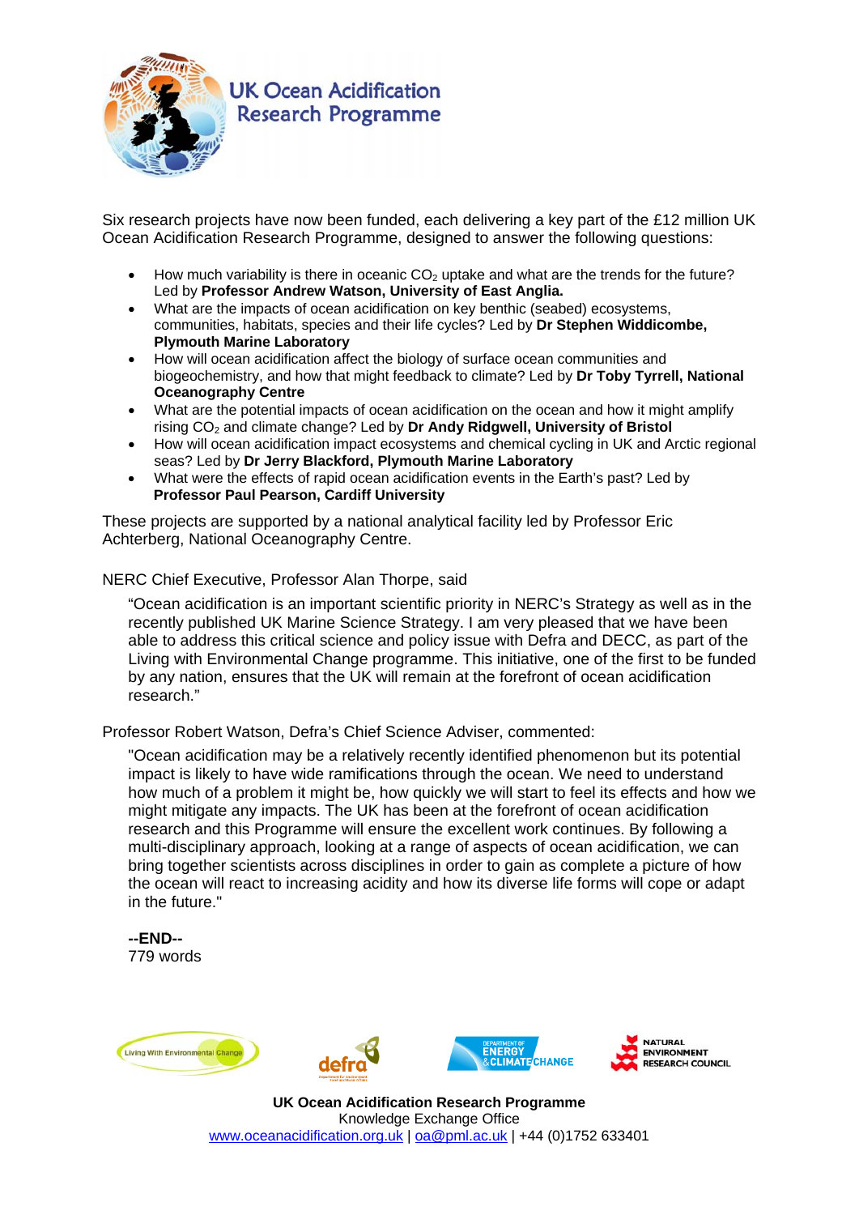UK Ocean Acidification Research Programme

Six research projects have now been funded, each delivering a key part of the £12 million UK Ocean Acidification Research Programme, designed to answer the following questions:

- How much variability is there in oceanic $CO_2$ uptake and what are the trends for the future? Led by **Professor Andrew Watson, University of East Anglia.**
- What are the impacts of ocean acidification on key benthic (seabed) ecosystems, communities, habitats, species and their life cycles? Led by **Dr Stephen Widdicombe, Plymouth Marine Laboratory**
- How will ocean acidification affect the biology of surface ocean communities and biogeochemistry, and how that might feedback to climate? Led by **Dr Toby Tyrrell, National Oceanography Centre**
- What are the potential impacts of ocean acidification on the ocean and how it might amplify rising $CO_2$ and climate change? Led by **Dr Andy Ridgwell, University of Bristol**
- How will ocean acidification impact ecosystems and chemical cycling in UK and Arctic regional seas? Led by **Dr Jerry Blackford, Plymouth Marine Laboratory**
- What were the effects of rapid ocean acidification events in the Earth's past? Led by **Professor Paul Pearson, Cardiff University**

These projects are supported by a national analytical facility led by Professor Eric Achterberg, National Oceanography Centre.

NERC Chief Executive, Professor Alan Thorpe, said

> "Ocean acidification is an important scientific priority in NERC's Strategy as well as in the recently published UK Marine Science Strategy. I am very pleased that we have been able to address this critical science and policy issue with Defra and DECC, as part of the Living with Environmental Change programme. This initiative, one of the first to be funded by any nation, ensures that the UK will remain at the forefront of ocean acidification research."

Professor Robert Watson, Defra's Chief Science Adviser, commented:

> "Ocean acidification may be a relatively recently identified phenomenon but its potential impact is likely to have wide ramifications through the ocean. We need to understand how much of a problem it might be, how quickly we will start to feel its effects and how we might mitigate any impacts. The UK has been at the forefront of ocean acidification research and this Programme will ensure the excellent work continues. By following a multi-disciplinary approach, looking at a range of aspects of ocean acidification, we can bring together scientists across disciplines in order to gain as complete a picture of how the ocean will react to increasing acidity and how its diverse life forms will cope or adapt in the future."

**--END--**
779 words

**UK Ocean Acidification Research Programme**
Knowledge Exchange Office
www.oceanacidification.org.uk | oa@pml.ac.uk | +44 (0)1752 633401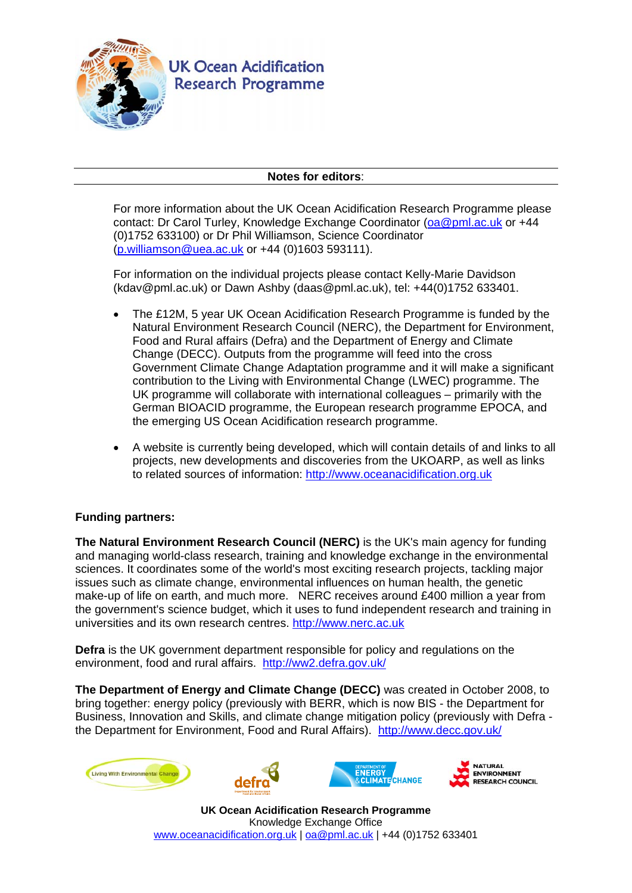UK Ocean Acidification Research Programme

**Notes for editors**:

For more information about the UK Ocean Acidification Research Programme please contact: Dr Carol Turley, Knowledge Exchange Coordinator (oa@pml.ac.uk or +44 (0)1752 633100) or Dr Phil Williamson, Science Coordinator (p.williamson@uea.ac.uk or +44 (0)1603 593111).

For information on the individual projects please contact Kelly-Marie Davidson (kdav@pml.ac.uk) or Dawn Ashby (daas@pml.ac.uk), tel: +44(0)1752 633401.

- The £12M, 5 year UK Ocean Acidification Research Programme is funded by the Natural Environment Research Council (NERC), the Department for Environment, Food and Rural affairs (Defra) and the Department of Energy and Climate Change (DECC). Outputs from the programme will feed into the cross Government Climate Change Adaptation programme and it will make a significant contribution to the Living with Environmental Change (LWEC) programme. The UK programme will collaborate with international colleagues – primarily with the German BIOACID programme, the European research programme EPOCA, and the emerging US Ocean Acidification research programme.

- A website is currently being developed, which will contain details of and links to all projects, new developments and discoveries from the UKOARP, as well as links to related sources of information: http://www.oceanacidification.org.uk

**Funding partners:**

**The Natural Environment Research Council (NERC)** is the UK's main agency for funding and managing world-class research, training and knowledge exchange in the environmental sciences. It coordinates some of the world's most exciting research projects, tackling major issues such as climate change, environmental influences on human health, the genetic make-up of life on earth, and much more. NERC receives around £400 million a year from the government's science budget, which it uses to fund independent research and training in universities and its own research centres. http://www.nerc.ac.uk

**Defra** is the UK government department responsible for policy and regulations on the environment, food and rural affairs. http://ww2.defra.gov.uk/

**The Department of Energy and Climate Change (DECC)** was created in October 2008, to bring together: energy policy (previously with BERR, which is now BIS - the Department for Business, Innovation and Skills, and climate change mitigation policy (previously with Defra - the Department for Environment, Food and Rural Affairs). http://www.decc.gov.uk/

**UK Ocean Acidification Research Programme**
Knowledge Exchange Office
www.oceanacidification.org.uk | oa@pml.ac.uk | +44 (0)1752 633401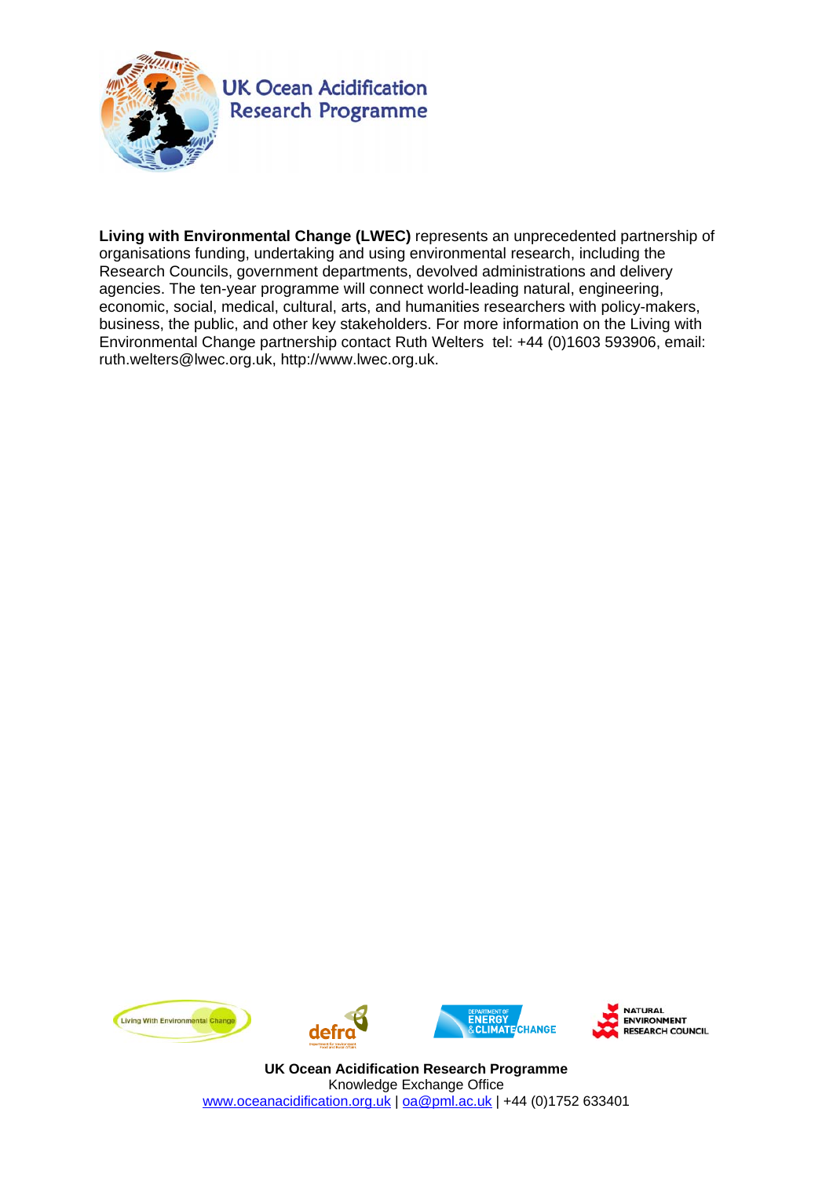UK Ocean Acidification Research Programme

**Living with Environmental Change (LWEC)** represents an unprecedented partnership of organisations funding, undertaking and using environmental research, including the Research Councils, government departments, devolved administrations and delivery agencies. The ten-year programme will connect world-leading natural, engineering, economic, social, medical, cultural, arts, and humanities researchers with policy-makers, business, the public, and other key stakeholders. For more information on the Living with Environmental Change partnership contact Ruth Welters tel: +44 (0)1603 593906, email: ruth.welters@lwec.org.uk, http://www.lwec.org.uk.

**UK Ocean Acidification Research Programme**
Knowledge Exchange Office
www.oceanacidification.org.uk | oa@pml.ac.uk | +44 (0)1752 633401